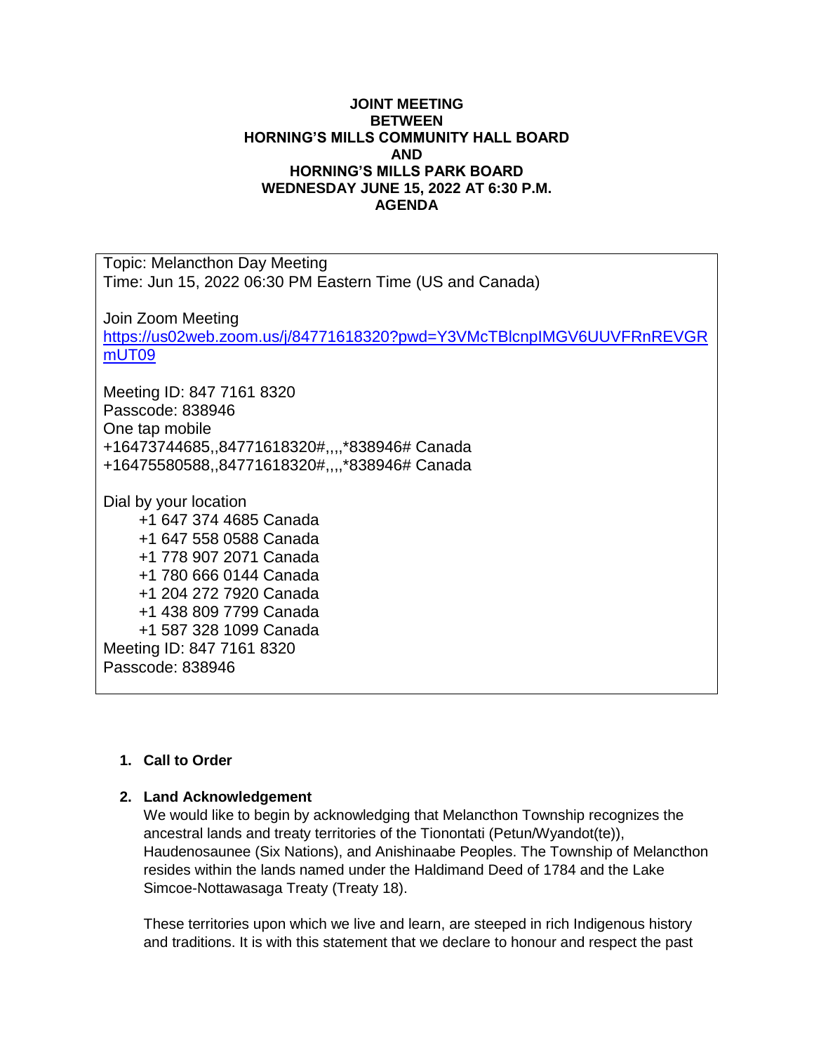**JOINT MEETING**
**BETWEEN**
**HORNING'S MILLS COMMUNITY HALL BOARD**
**AND**
**HORNING'S MILLS PARK BOARD**
**WEDNESDAY JUNE 15, 2022 AT 6:30 P.M.**
**AGENDA**

Topic: Melancthon Day Meeting
Time: Jun 15, 2022 06:30 PM Eastern Time (US and Canada)

Join Zoom Meeting
https://us02web.zoom.us/j/84771618320?pwd=Y3VMcTBlcnpIMGV6UUVFRnREVGRmUT09

Meeting ID: 847 7161 8320
Passcode: 838946
One tap mobile
+16473744685,,84771618320#,,,,*838946# Canada
+16475580588,,84771618320#,,,,*838946# Canada

Dial by your location
+1 647 374 4685 Canada
+1 647 558 0588 Canada
+1 778 907 2071 Canada
+1 780 666 0144 Canada
+1 204 272 7920 Canada
+1 438 809 7799 Canada
+1 587 328 1099 Canada
Meeting ID: 847 7161 8320
Passcode: 838946

1. **Call to Order**

2. **Land Acknowledgement**
   We would like to begin by acknowledging that Melancthon Township recognizes the ancestral lands and treaty territories of the Tionontati (Petun/Wyandot(te)), Haudenosaunee (Six Nations), and Anishinaabe Peoples. The Township of Melancthon resides within the lands named under the Haldimand Deed of 1784 and the Lake Simcoe-Nottawasaga Treaty (Treaty 18).

   These territories upon which we live and learn, are steeped in rich Indigenous history and traditions. It is with this statement that we declare to honour and respect the past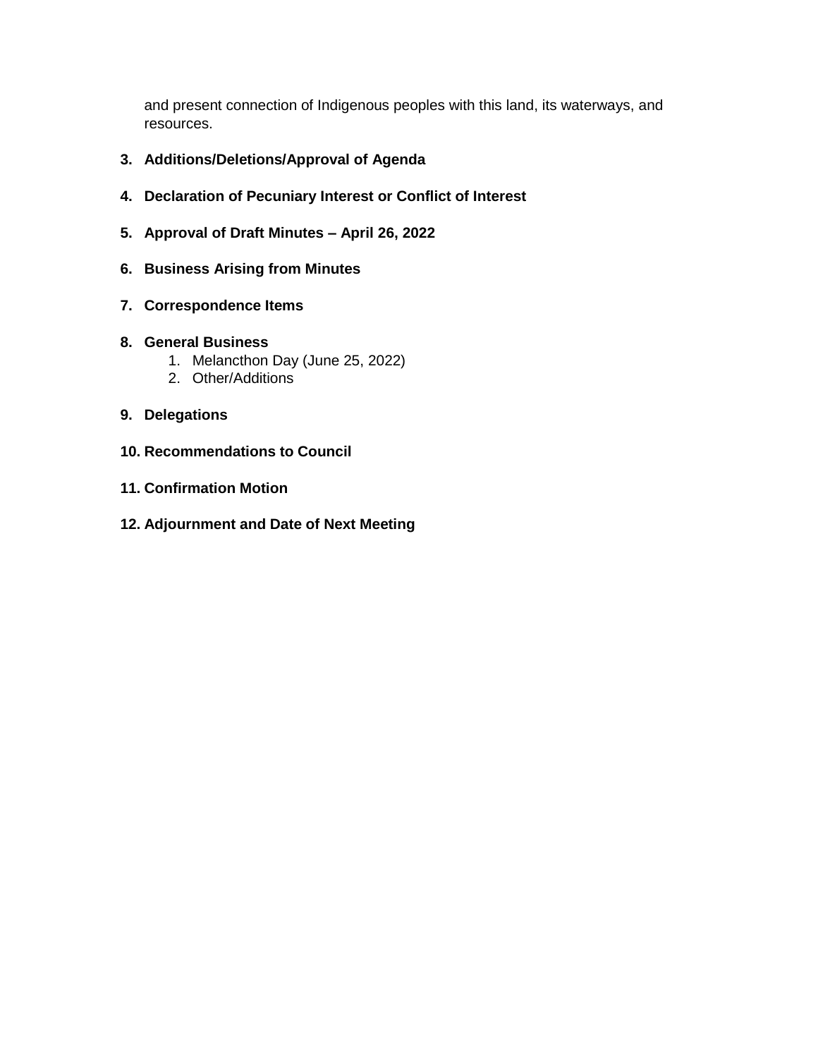and present connection of Indigenous peoples with this land, its waterways, and resources.

3. **Additions/Deletions/Approval of Agenda**

4. **Declaration of Pecuniary Interest or Conflict of Interest**

5. **Approval of Draft Minutes – April 26, 2022**

6. **Business Arising from Minutes**

7. **Correspondence Items**

8. **General Business**
    1. Melancthon Day (June 25, 2022)
    2. Other/Additions

9. **Delegations**

10. **Recommendations to Council**

11. **Confirmation Motion**

12. **Adjournment and Date of Next Meeting**